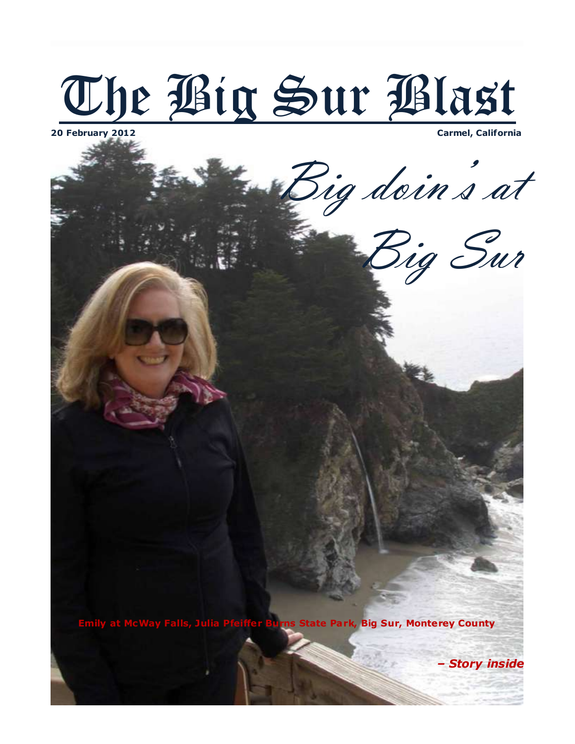# The Big Sur Blast

**20 February 2012** **Carmel, California**

## *Big doin's at Big Sur*

**Emily at McWay Falls, Julia Pfeiffer Burns State Park, Big Sur, Monterey County**

***– Story inside***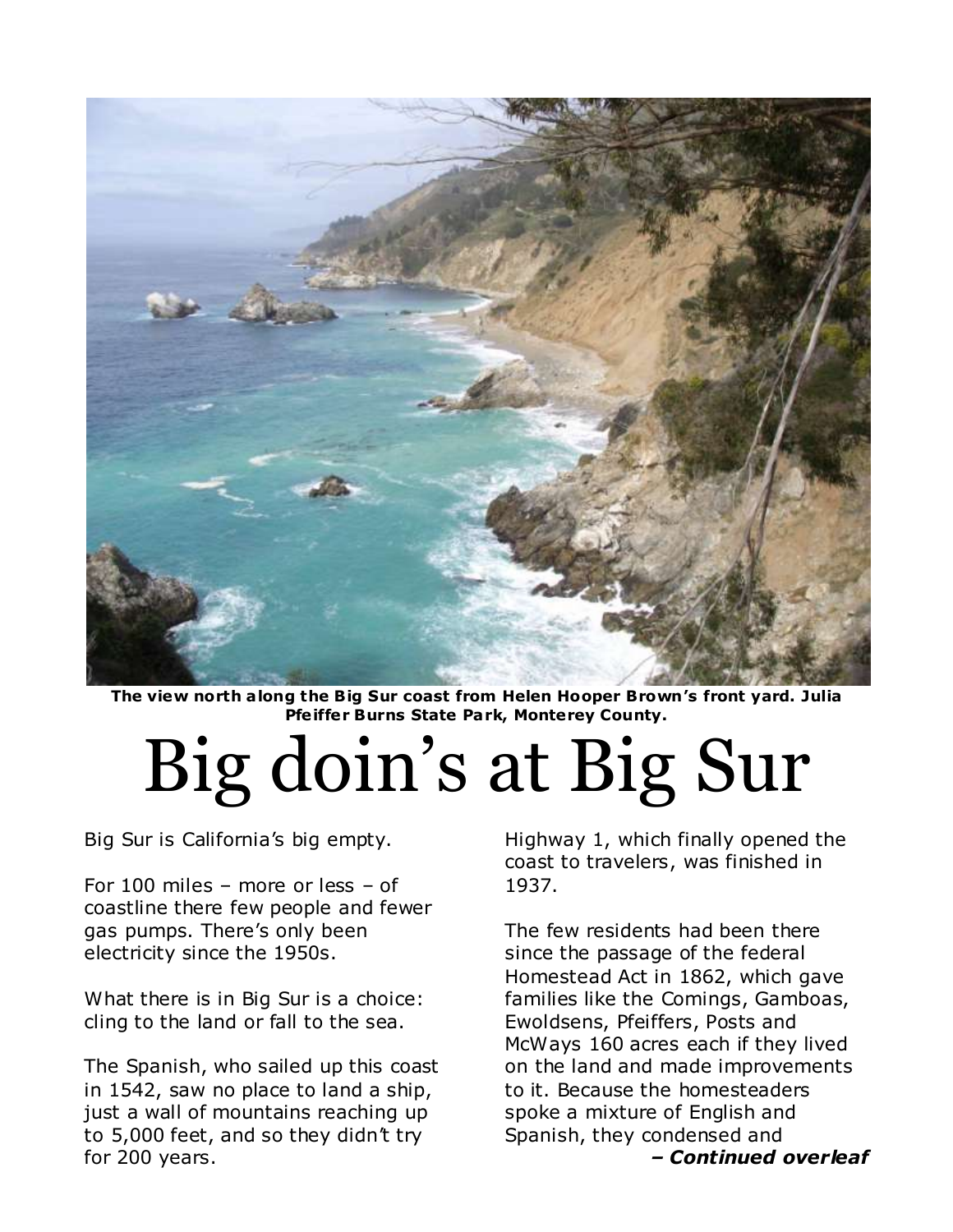**The view north along the Big Sur coast from Helen Hooper Brown's front yard. Julia Pfeiffer Burns State Park, Monterey County.**

# Big doin's at Big Sur

Big Sur is California's big empty.

For 100 miles – more or less – of coastline there few people and fewer gas pumps. There's only been electricity since the 1950s.

What there is in Big Sur is a choice: cling to the land or fall to the sea.

The Spanish, who sailed up this coast in 1542, saw no place to land a ship, just a wall of mountains reaching up to 5,000 feet, and so they didn't try for 200 years.

Highway 1, which finally opened the coast to travelers, was finished in 1937.

The few residents had been there since the passage of the federal Homestead Act in 1862, which gave families like the Comings, Gamboas, Ewoldsens, Pfeiffers, Posts and McWays 160 acres each if they lived on the land and made improvements to it. Because the homesteaders spoke a mixture of English and Spanish, they condensed and

***– Continued overleaf***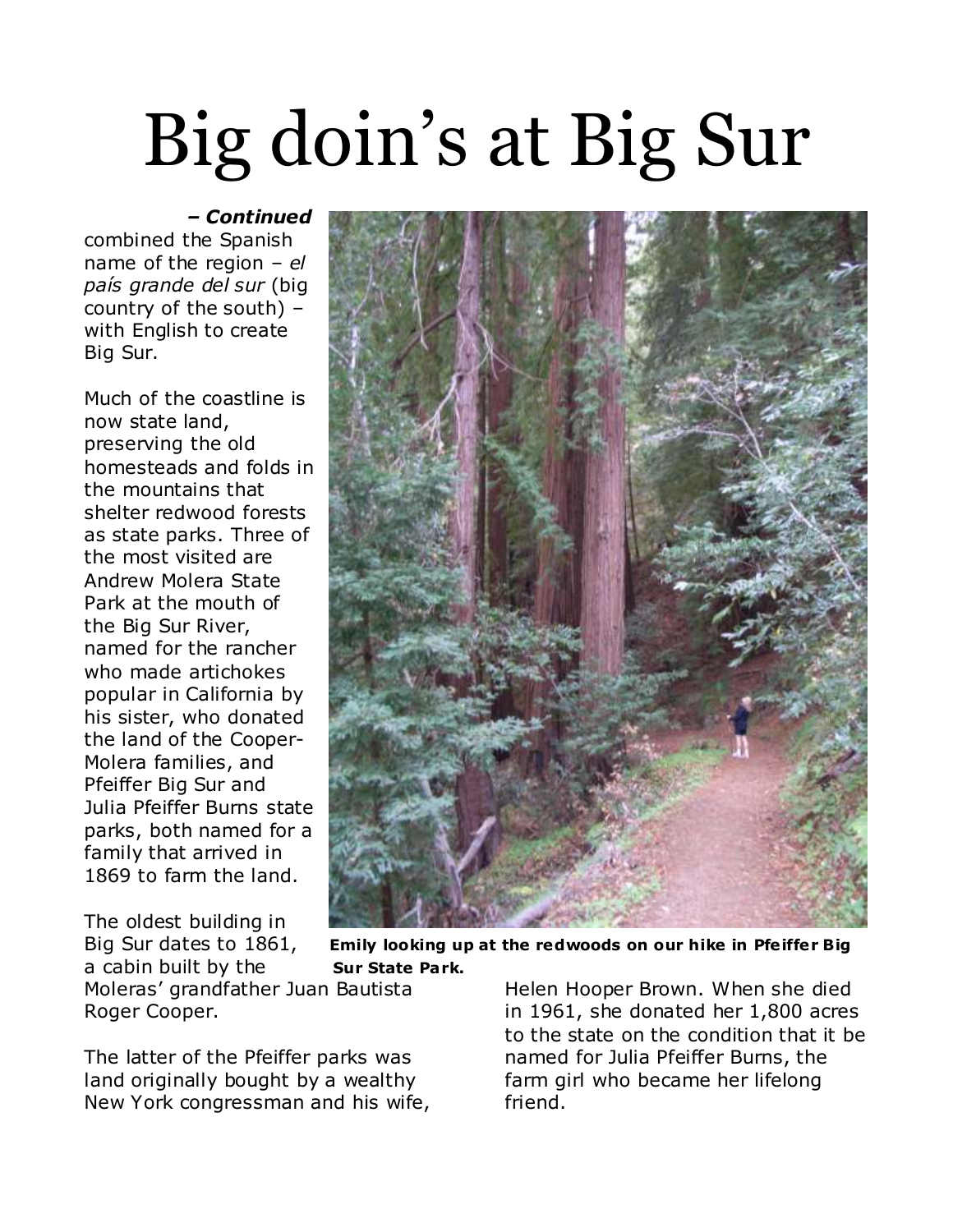# Big doin's at Big Sur

***– Continued***

combined the Spanish name of the region – *el país grande del sur* (big country of the south) – with English to create Big Sur.

Much of the coastline is now state land, preserving the old homesteads and folds in the mountains that shelter redwood forests as state parks. Three of the most visited are Andrew Molera State Park at the mouth of the Big Sur River, named for the rancher who made artichokes popular in California by his sister, who donated the land of the Cooper-Molera families, and Pfeiffer Big Sur and Julia Pfeiffer Burns state parks, both named for a family that arrived in 1869 to farm the land.

The oldest building in Big Sur dates to 1861, a cabin built by the Moleras' grandfather Juan Bautista Roger Cooper.

**Emily looking up at the redwoods on our hike in Pfeiffer Big Sur State Park.**

The latter of the Pfeiffer parks was land originally bought by a wealthy New York congressman and his wife, Helen Hooper Brown. When she died in 1961, she donated her 1,800 acres to the state on the condition that it be named for Julia Pfeiffer Burns, the farm girl who became her lifelong friend.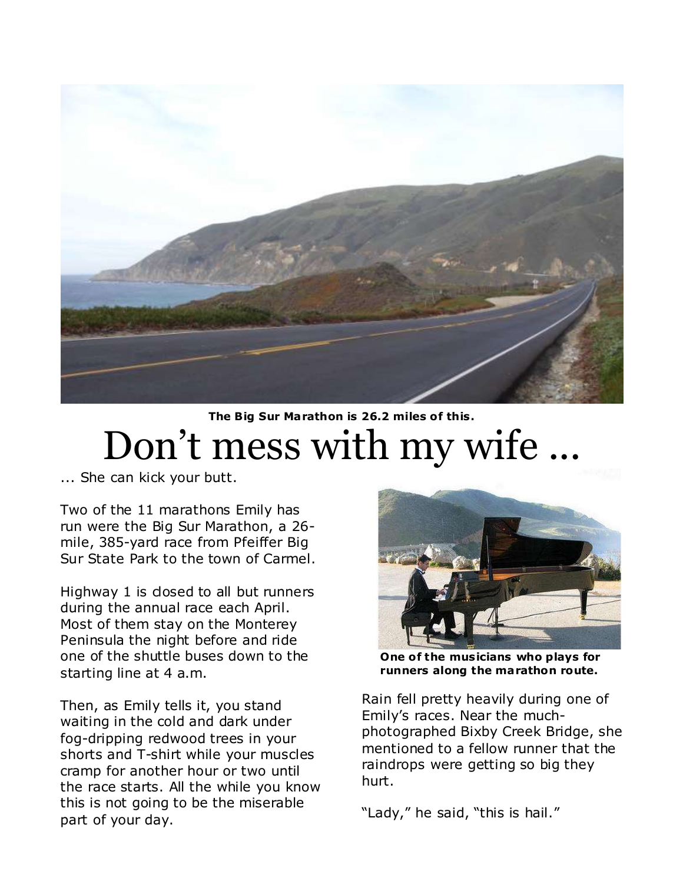The Big Sur Marathon is 26.2 miles of this.

# Don't mess with my wife ...

... She can kick your butt.

Two of the 11 marathons Emily has run were the Big Sur Marathon, a 26-mile, 385-yard race from Pfeiffer Big Sur State Park to the town of Carmel.

Highway 1 is closed to all but runners during the annual race each April. Most of them stay on the Monterey Peninsula the night before and ride one of the shuttle buses down to the starting line at 4 a.m.

Then, as Emily tells it, you stand waiting in the cold and dark under fog-dripping redwood trees in your shorts and T-shirt while your muscles cramp for another hour or two until the race starts. All the while you know this is not going to be the miserable part of your day.

**One of the musicians who plays for runners along the marathon route.**

Rain fell pretty heavily during one of Emily's races. Near the much-photographed Bixby Creek Bridge, she mentioned to a fellow runner that the raindrops were getting so big they hurt.

"Lady," he said, "this is hail."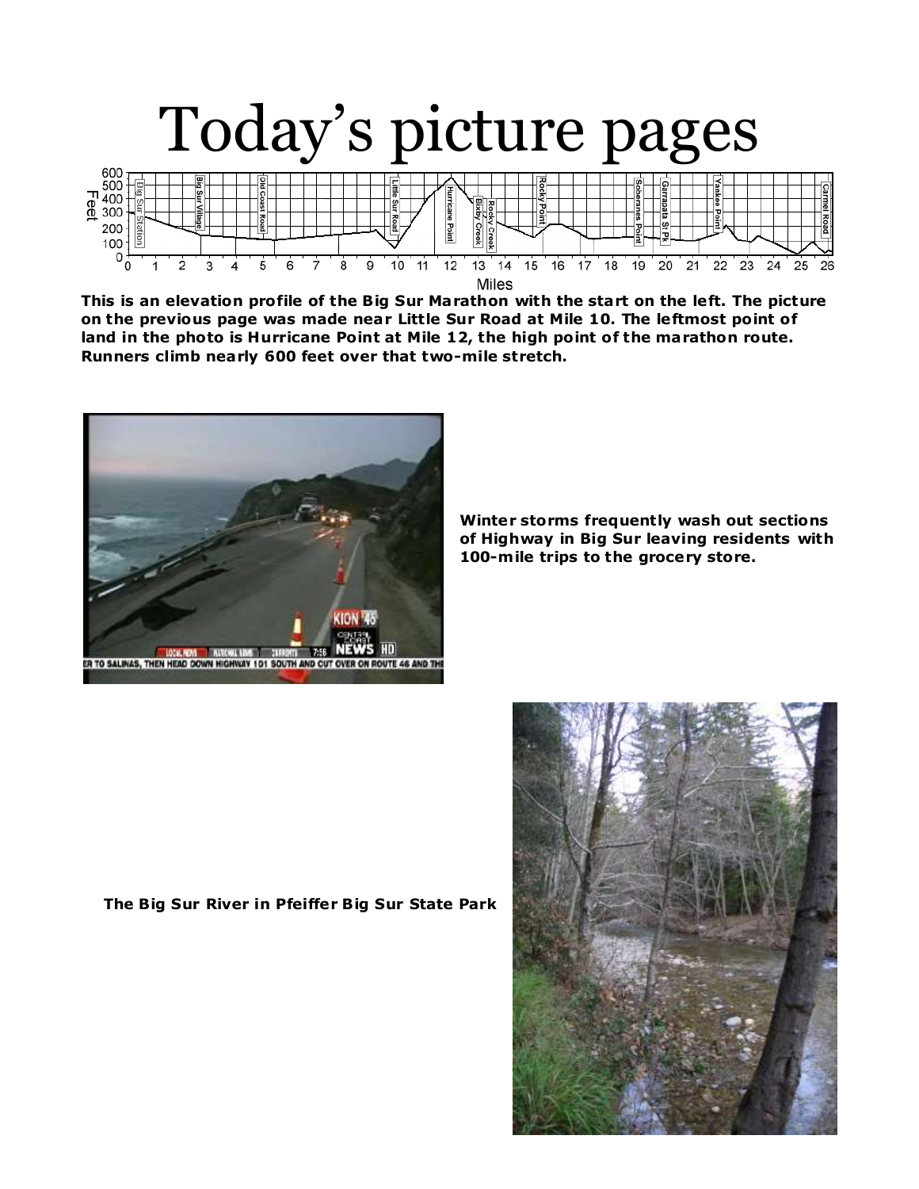# Today's picture pages

This is an elevation profile of the Big Sur Marathon with the start on the left. The picture on the previous page was made near Little Sur Road at Mile 10. The leftmost point of land in the photo is Hurricane Point at Mile 12, the high point of the marathon route. Runners climb nearly 600 feet over that two-mile stretch.

Winter storms frequently wash out sections of Highway in Big Sur leaving residents with 100-mile trips to the grocery store.

The Big Sur River in Pfeiffer Big Sur State Park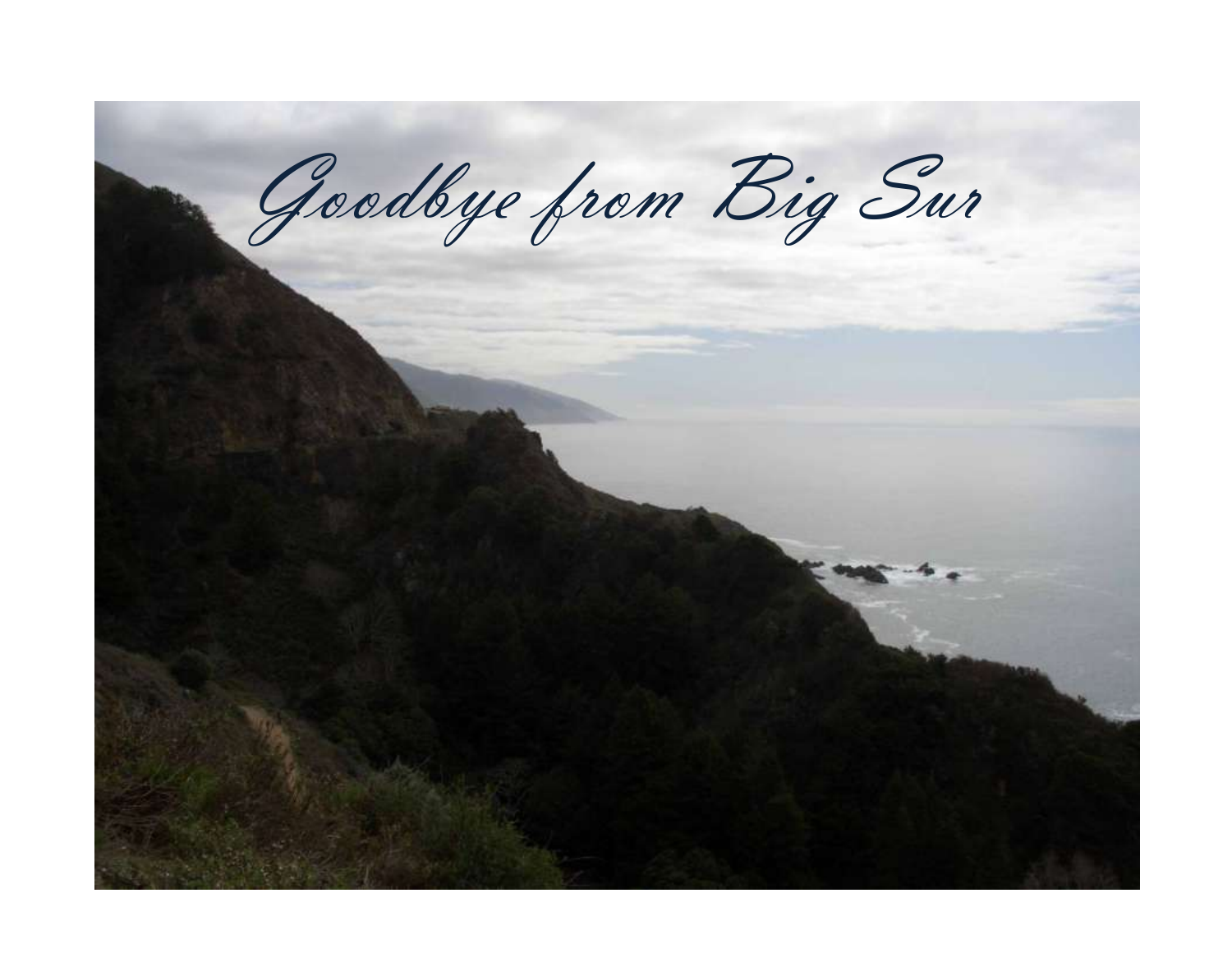Goodbye from Big Sur